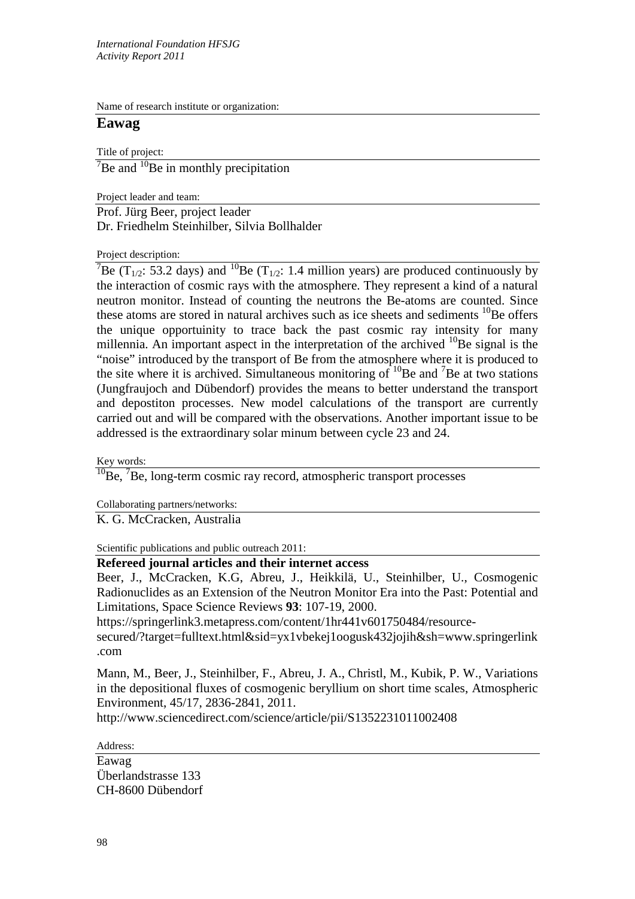*International Foundation HFSJG*
*Activity Report 2011*

Name of research institute or organization:

## Eawag

Title of project:

$^{7}$Be and $^{10}$Be in monthly precipitation

Project leader and team:

Prof. Jürg Beer, project leader
Dr. Friedhelm Steinhilber, Silvia Bollhalder

Project description:

$^{7}$Be ($T_{1/2}$: 53.2 days) and $^{10}$Be ($T_{1/2}$: 1.4 million years) are produced continuously by the interaction of cosmic rays with the atmosphere. They represent a kind of a natural neutron monitor. Instead of counting the neutrons the Be-atoms are counted. Since these atoms are stored in natural archives such as ice sheets and sediments $^{10}$Be offers the unique opportuinity to trace back the past cosmic ray intensity for many millennia. An important aspect in the interpretation of the archived $^{10}$Be signal is the "noise" introduced by the transport of Be from the atmosphere where it is produced to the site where it is archived. Simultaneous monitoring of $^{10}$Be and $^{7}$Be at two stations (Jungfraujoch and Dübendorf) provides the means to better understand the transport and depostiton processes. New model calculations of the transport are currently carried out and will be compared with the observations. Another important issue to be addressed is the extraordinary solar minum between cycle 23 and 24.

Key words:

$^{10}$Be, $^{7}$Be, long-term cosmic ray record, atmospheric transport processes

Collaborating partners/networks:

K. G. McCracken, Australia

Scientific publications and public outreach 2011:

**Refereed journal articles and their internet access**

Beer, J., McCracken, K.G, Abreu, J., Heikkilä, U., Steinhilber, U., Cosmogenic Radionuclides as an Extension of the Neutron Monitor Era into the Past: Potential and Limitations, Space Science Reviews **93**: 107-19, 2000.
https://springerlink3.metapress.com/content/1hr441v601750484/resource-secured/?target=fulltext.html&sid=yx1vbekej1oogusk432jojih&sh=www.springerlink.com

Mann, M., Beer, J., Steinhilber, F., Abreu, J. A., Christl, M., Kubik, P. W., Variations in the depositional fluxes of cosmogenic beryllium on short time scales, Atmospheric Environment, 45/17, 2836-2841, 2011.
http://www.sciencedirect.com/science/article/pii/S1352231011002408

Address:

Eawag
Überlandstrasse 133
CH-8600 Dübendorf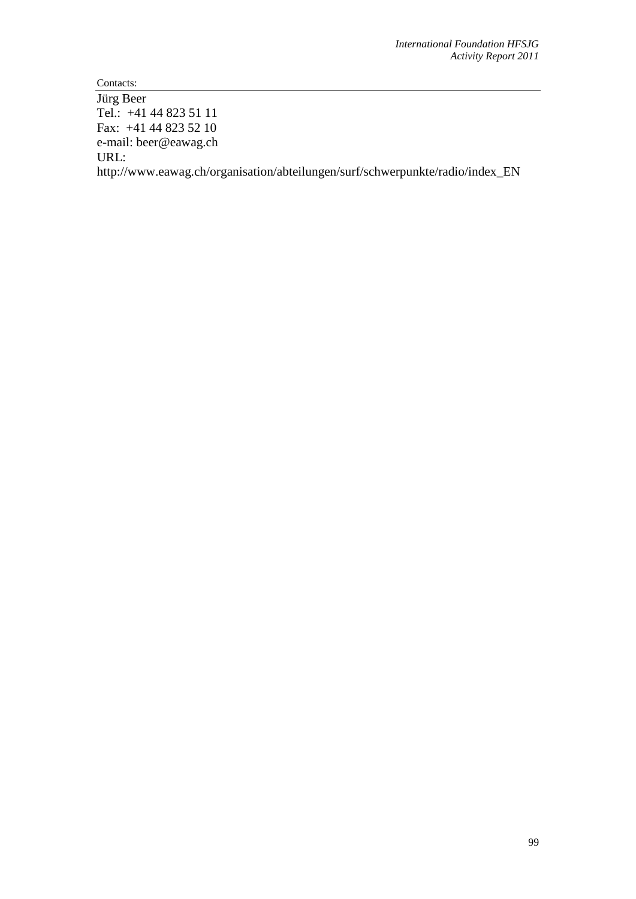Contacts:

Jürg Beer
Tel.: +41 44 823 51 11
Fax: +41 44 823 52 10
e-mail: beer@eawag.ch
URL:
http://www.eawag.ch/organisation/abteilungen/surf/schwerpunkte/radio/index_EN